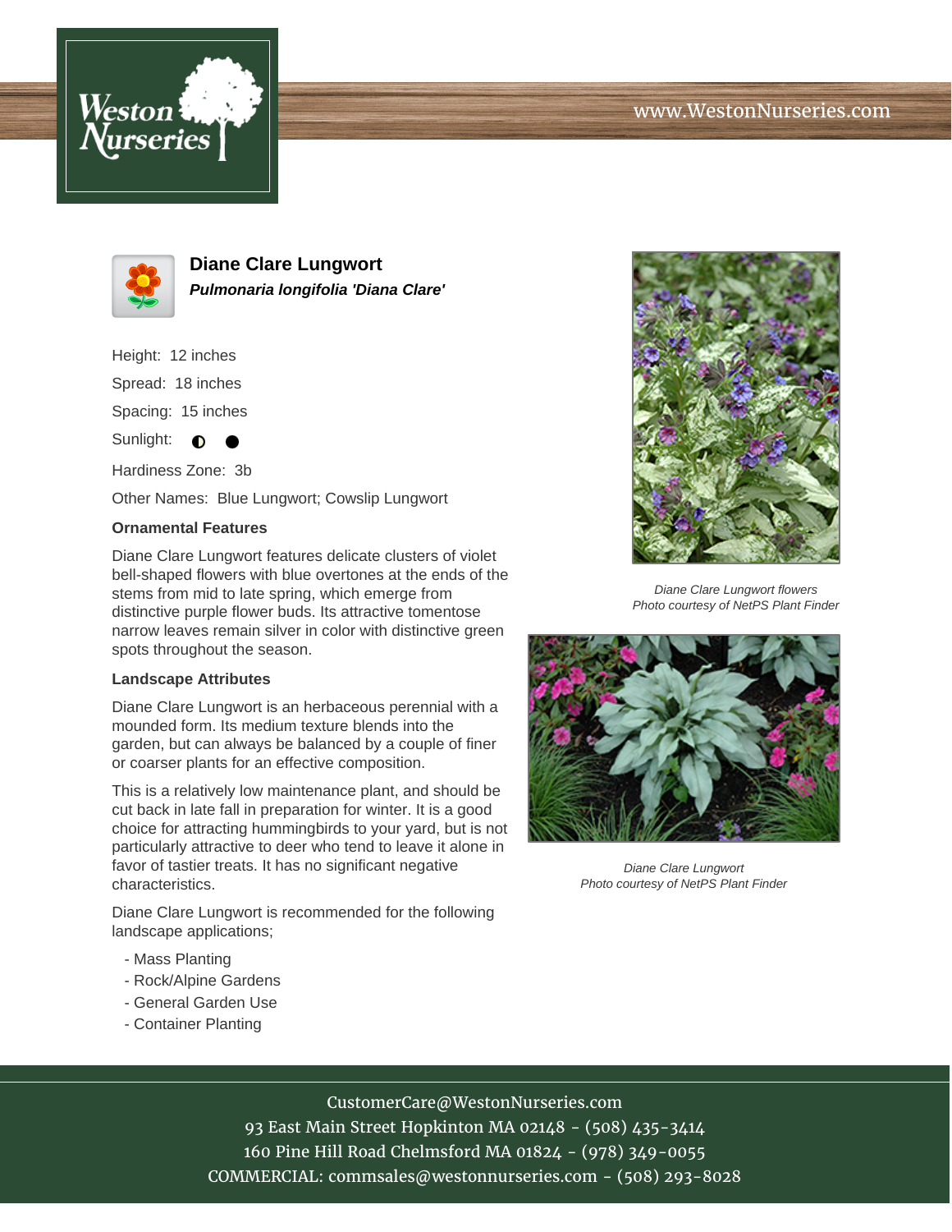# Diane Clare Lungwort

***Pulmonaria longifolia 'Diana Clare'***

Height: 12 inches

Spread: 18 inches

Spacing: 15 inches

Sunlight: ◐ ●

Hardiness Zone: 3b

Other Names: Blue Lungwort; Cowslip Lungwort

### Ornamental Features

Diane Clare Lungwort features delicate clusters of violet bell-shaped flowers with blue overtones at the ends of the stems from mid to late spring, which emerge from distinctive purple flower buds. Its attractive tomentose narrow leaves remain silver in color with distinctive green spots throughout the season.

### Landscape Attributes

Diane Clare Lungwort is an herbaceous perennial with a mounded form. Its medium texture blends into the garden, but can always be balanced by a couple of finer or coarser plants for an effective composition.

This is a relatively low maintenance plant, and should be cut back in late fall in preparation for winter. It is a good choice for attracting hummingbirds to your yard, but is not particularly attractive to deer who tend to leave it alone in favor of tastier treats. It has no significant negative characteristics.

Diane Clare Lungwort is recommended for the following landscape applications;

- Mass Planting
- Rock/Alpine Gardens
- General Garden Use
- Container Planting

*Diane Clare Lungwort flowers*
*Photo courtesy of NetPS Plant Finder*

*Diane Clare Lungwort*
*Photo courtesy of NetPS Plant Finder*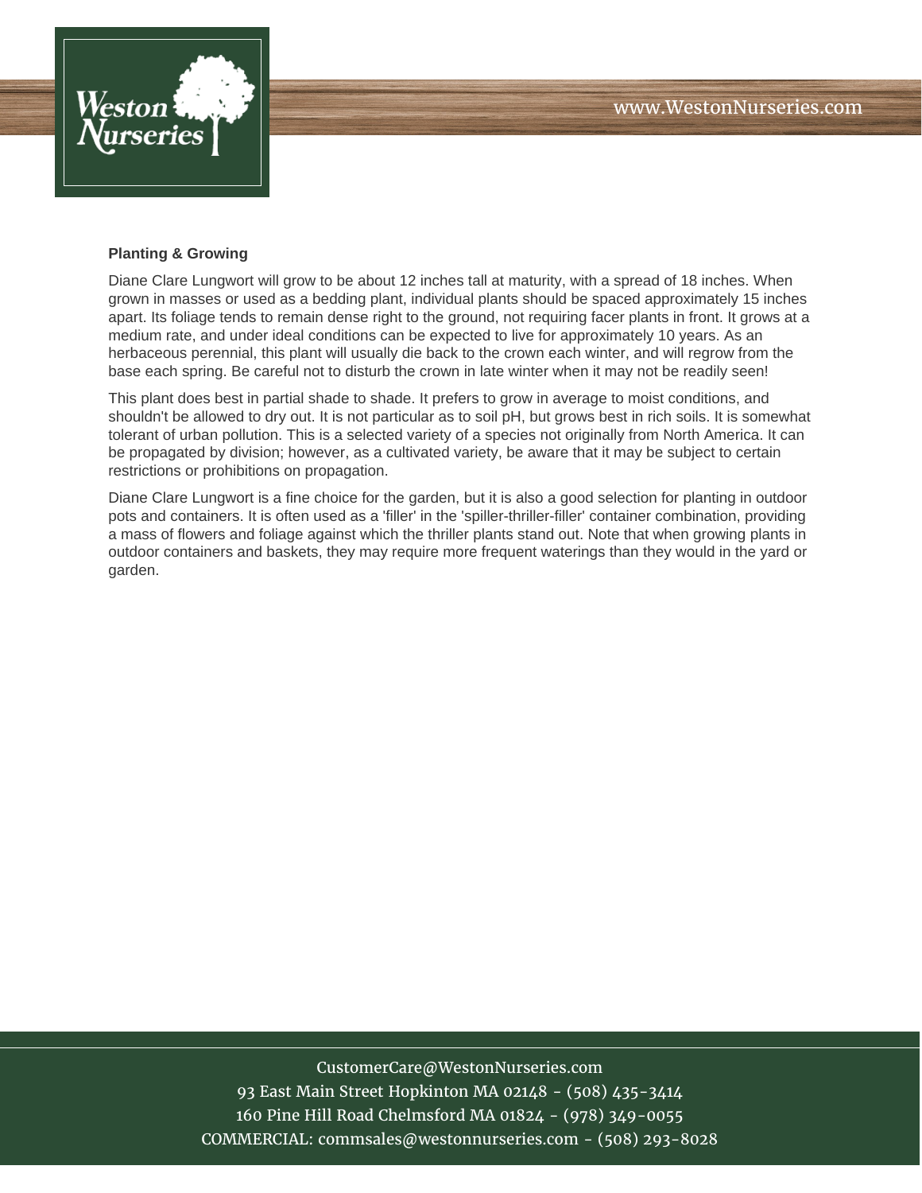**Planting & Growing**

Diane Clare Lungwort will grow to be about 12 inches tall at maturity, with a spread of 18 inches. When grown in masses or used as a bedding plant, individual plants should be spaced approximately 15 inches apart. Its foliage tends to remain dense right to the ground, not requiring facer plants in front. It grows at a medium rate, and under ideal conditions can be expected to live for approximately 10 years. As an herbaceous perennial, this plant will usually die back to the crown each winter, and will regrow from the base each spring. Be careful not to disturb the crown in late winter when it may not be readily seen!

This plant does best in partial shade to shade. It prefers to grow in average to moist conditions, and shouldn't be allowed to dry out. It is not particular as to soil pH, but grows best in rich soils. It is somewhat tolerant of urban pollution. This is a selected variety of a species not originally from North America. It can be propagated by division; however, as a cultivated variety, be aware that it may be subject to certain restrictions or prohibitions on propagation.

Diane Clare Lungwort is a fine choice for the garden, but it is also a good selection for planting in outdoor pots and containers. It is often used as a 'filler' in the 'spiller-thriller-filler' container combination, providing a mass of flowers and foliage against which the thriller plants stand out. Note that when growing plants in outdoor containers and baskets, they may require more frequent waterings than they would in the yard or garden.